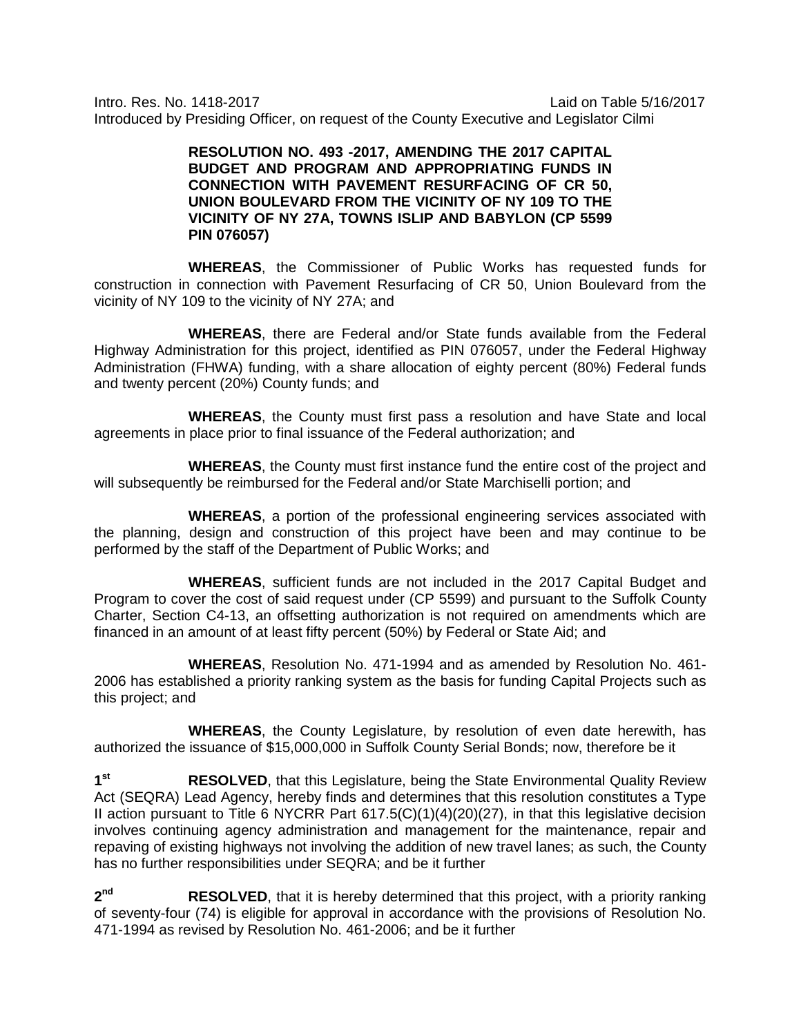Intro. Res. No. 1418-2017 Laid on Table 5/16/2017
Introduced by Presiding Officer, on request of the County Executive and Legislator Cilmi

**RESOLUTION NO. 493 -2017, AMENDING THE 2017 CAPITAL BUDGET AND PROGRAM AND APPROPRIATING FUNDS IN CONNECTION WITH PAVEMENT RESURFACING OF CR 50, UNION BOULEVARD FROM THE VICINITY OF NY 109 TO THE VICINITY OF NY 27A, TOWNS ISLIP AND BABYLON (CP 5599 PIN 076057)**

**WHEREAS**, the Commissioner of Public Works has requested funds for construction in connection with Pavement Resurfacing of CR 50, Union Boulevard from the vicinity of NY 109 to the vicinity of NY 27A; and

**WHEREAS**, there are Federal and/or State funds available from the Federal Highway Administration for this project, identified as PIN 076057, under the Federal Highway Administration (FHWA) funding, with a share allocation of eighty percent (80%) Federal funds and twenty percent (20%) County funds; and

**WHEREAS**, the County must first pass a resolution and have State and local agreements in place prior to final issuance of the Federal authorization; and

**WHEREAS**, the County must first instance fund the entire cost of the project and will subsequently be reimbursed for the Federal and/or State Marchiselli portion; and

**WHEREAS**, a portion of the professional engineering services associated with the planning, design and construction of this project have been and may continue to be performed by the staff of the Department of Public Works; and

**WHEREAS**, sufficient funds are not included in the 2017 Capital Budget and Program to cover the cost of said request under (CP 5599) and pursuant to the Suffolk County Charter, Section C4-13, an offsetting authorization is not required on amendments which are financed in an amount of at least fifty percent (50%) by Federal or State Aid; and

**WHEREAS**, Resolution No. 471-1994 and as amended by Resolution No. 461-2006 has established a priority ranking system as the basis for funding Capital Projects such as this project; and

**WHEREAS**, the County Legislature, by resolution of even date herewith, has authorized the issuance of $15,000,000 in Suffolk County Serial Bonds; now, therefore be it

**1st** **RESOLVED**, that this Legislature, being the State Environmental Quality Review Act (SEQRA) Lead Agency, hereby finds and determines that this resolution constitutes a Type II action pursuant to Title 6 NYCRR Part 617.5(C)(1)(4)(20)(27), in that this legislative decision involves continuing agency administration and management for the maintenance, repair and repaving of existing highways not involving the addition of new travel lanes; as such, the County has no further responsibilities under SEQRA; and be it further

**2nd** **RESOLVED**, that it is hereby determined that this project, with a priority ranking of seventy-four (74) is eligible for approval in accordance with the provisions of Resolution No. 471-1994 as revised by Resolution No. 461-2006; and be it further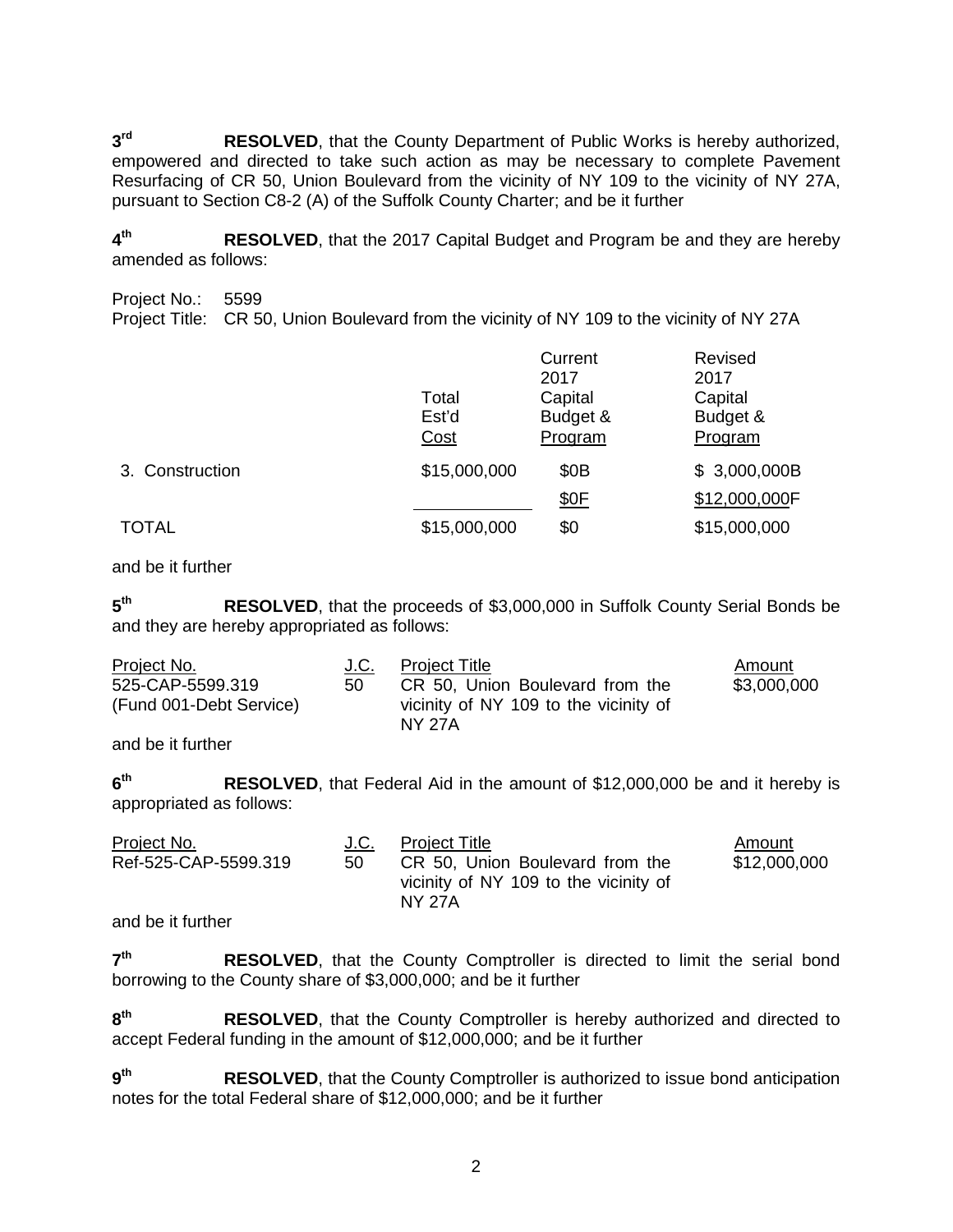**3rd** **RESOLVED**, that the County Department of Public Works is hereby authorized, empowered and directed to take such action as may be necessary to complete Pavement Resurfacing of CR 50, Union Boulevard from the vicinity of NY 109 to the vicinity of NY 27A, pursuant to Section C8-2 (A) of the Suffolk County Charter; and be it further

**4th** **RESOLVED**, that the 2017 Capital Budget and Program be and they are hereby amended as follows:

Project No.: 5599
Project Title: CR 50, Union Boulevard from the vicinity of NY 109 to the vicinity of NY 27A

| | Total Est'd Cost | Current 2017 Capital Budget & Program | Revised 2017 Capital Budget & Program |
|---|---|---|---|
| 3. Construction | $15,000,000 | $0B | $ 3,000,000B |
| | | $0F | $12,000,000F |
| TOTAL | $15,000,000 | $0 | $15,000,000 |

and be it further

**5th** **RESOLVED**, that the proceeds of $3,000,000 in Suffolk County Serial Bonds be and they are hereby appropriated as follows:

| Project No. | J.C. | Project Title | Amount |
|---|---|---|---|
| 525-CAP-5599.319 (Fund 001-Debt Service) | 50 | CR 50, Union Boulevard from the vicinity of NY 109 to the vicinity of NY 27A | $3,000,000 |

and be it further

**6th** **RESOLVED**, that Federal Aid in the amount of $12,000,000 be and it hereby is appropriated as follows:

| Project No. | J.C. | Project Title | Amount |
|---|---|---|---|
| Ref-525-CAP-5599.319 | 50 | CR 50, Union Boulevard from the vicinity of NY 109 to the vicinity of NY 27A | $12,000,000 |

and be it further

**7th** **RESOLVED**, that the County Comptroller is directed to limit the serial bond borrowing to the County share of $3,000,000; and be it further

**8th** **RESOLVED**, that the County Comptroller is hereby authorized and directed to accept Federal funding in the amount of $12,000,000; and be it further

**9th** **RESOLVED**, that the County Comptroller is authorized to issue bond anticipation notes for the total Federal share of $12,000,000; and be it further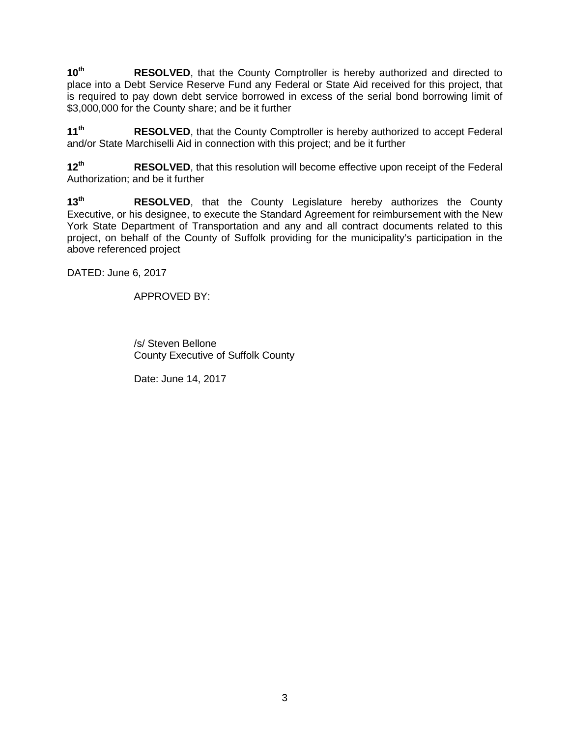10th **RESOLVED**, that the County Comptroller is hereby authorized and directed to place into a Debt Service Reserve Fund any Federal or State Aid received for this project, that is required to pay down debt service borrowed in excess of the serial bond borrowing limit of $3,000,000 for the County share; and be it further

11th **RESOLVED**, that the County Comptroller is hereby authorized to accept Federal and/or State Marchiselli Aid in connection with this project; and be it further

12th **RESOLVED**, that this resolution will become effective upon receipt of the Federal Authorization; and be it further

13th **RESOLVED**, that the County Legislature hereby authorizes the County Executive, or his designee, to execute the Standard Agreement for reimbursement with the New York State Department of Transportation and any and all contract documents related to this project, on behalf of the County of Suffolk providing for the municipality's participation in the above referenced project

DATED: June 6, 2017

APPROVED BY:

/s/ Steven Bellone
County Executive of Suffolk County

Date: June 14, 2017